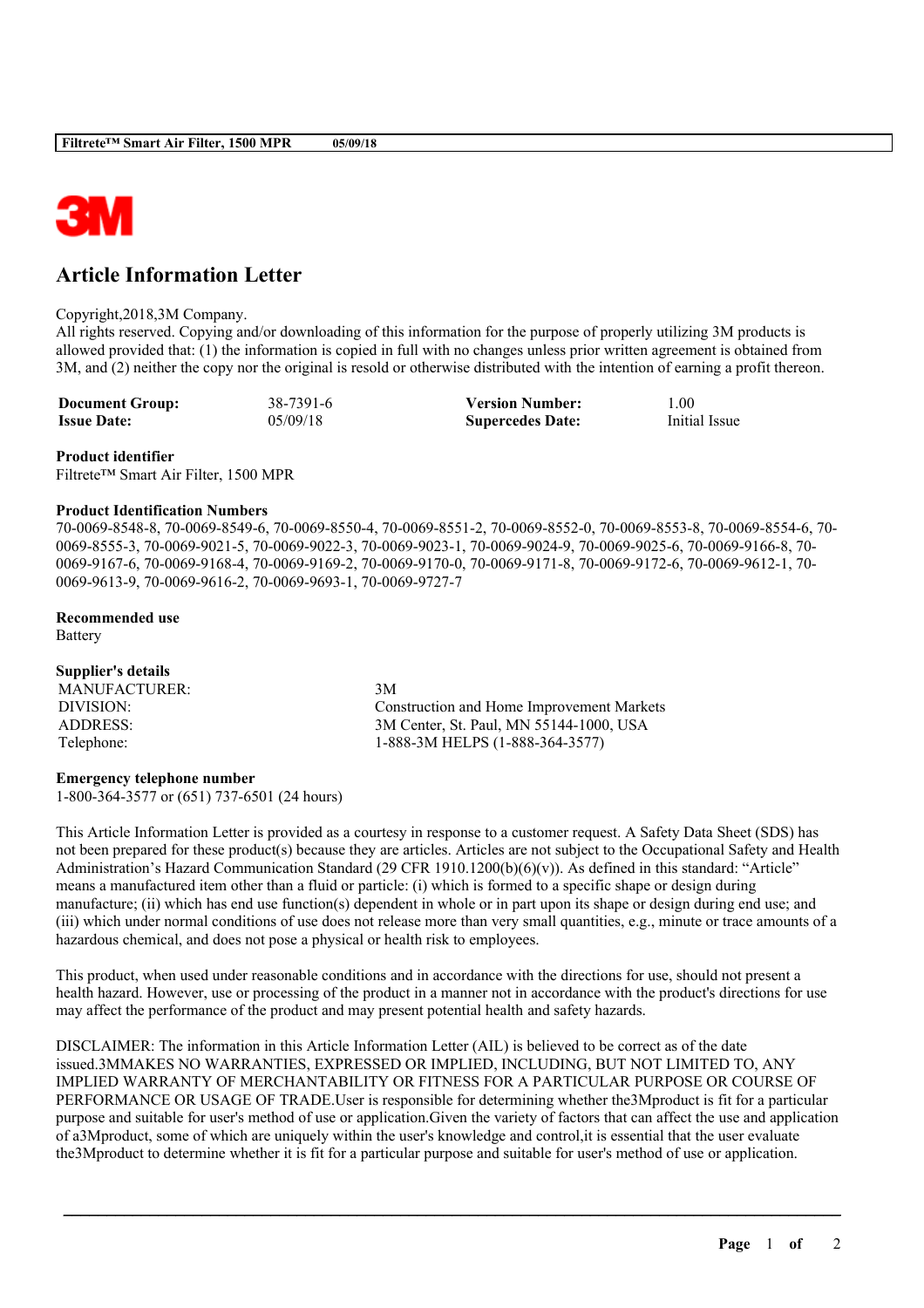# Article Information Letter

Copyright,2018,3M Company.
All rights reserved. Copying and/or downloading of this information for the purpose of properly utilizing 3M products is allowed provided that: (1) the information is copied in full with no changes unless prior written agreement is obtained from 3M, and (2) neither the copy nor the original is resold or otherwise distributed with the intention of earning a profit thereon.

| | | | |
|---|---|---|---|
| **Document Group:** | 38-7391-6 | **Version Number:** | 1.00 |
| **Issue Date:** | 05/09/18 | **Supercedes Date:** | Initial Issue |

**Product identifier**
Filtrete™ Smart Air Filter, 1500 MPR

**Product Identification Numbers**
70-0069-8548-8, 70-0069-8549-6, 70-0069-8550-4, 70-0069-8551-2, 70-0069-8552-0, 70-0069-8553-8, 70-0069-8554-6, 70-0069-8555-3, 70-0069-9021-5, 70-0069-9022-3, 70-0069-9023-1, 70-0069-9024-9, 70-0069-9025-6, 70-0069-9166-8, 70-0069-9167-6, 70-0069-9168-4, 70-0069-9169-2, 70-0069-9170-0, 70-0069-9171-8, 70-0069-9172-6, 70-0069-9612-1, 70-0069-9613-9, 70-0069-9616-2, 70-0069-9693-1, 70-0069-9727-7

**Recommended use**
Battery

**Supplier's details**

| | |
|---|---|
| MANUFACTURER: | 3M |
| DIVISION: | Construction and Home Improvement Markets |
| ADDRESS: | 3M Center, St. Paul, MN 55144-1000, USA |
| Telephone: | 1-888-3M HELPS (1-888-364-3577) |

**Emergency telephone number**
1-800-364-3577 or (651) 737-6501 (24 hours)

This Article Information Letter is provided as a courtesy in response to a customer request. A Safety Data Sheet (SDS) has not been prepared for these product(s) because they are articles. Articles are not subject to the Occupational Safety and Health Administration's Hazard Communication Standard (29 CFR 1910.1200(b)(6)(v)). As defined in this standard: "Article" means a manufactured item other than a fluid or particle: (i) which is formed to a specific shape or design during manufacture; (ii) which has end use function(s) dependent in whole or in part upon its shape or design during end use; and (iii) which under normal conditions of use does not release more than very small quantities, e.g., minute or trace amounts of a hazardous chemical, and does not pose a physical or health risk to employees.

This product, when used under reasonable conditions and in accordance with the directions for use, should not present a health hazard. However, use or processing of the product in a manner not in accordance with the product's directions for use may affect the performance of the product and may present potential health and safety hazards.

DISCLAIMER: The information in this Article Information Letter (AIL) is believed to be correct as of the date issued.3MMAKES NO WARRANTIES, EXPRESSED OR IMPLIED, INCLUDING, BUT NOT LIMITED TO, ANY IMPLIED WARRANTY OF MERCHANTABILITY OR FITNESS FOR A PARTICULAR PURPOSE OR COURSE OF PERFORMANCE OR USAGE OF TRADE.User is responsible for determining whether the3Mproduct is fit for a particular purpose and suitable for user's method of use or application.Given the variety of factors that can affect the use and application of a3Mproduct, some of which are uniquely within the user's knowledge and control,it is essential that the user evaluate the3Mproduct to determine whether it is fit for a particular purpose and suitable for user's method of use or application.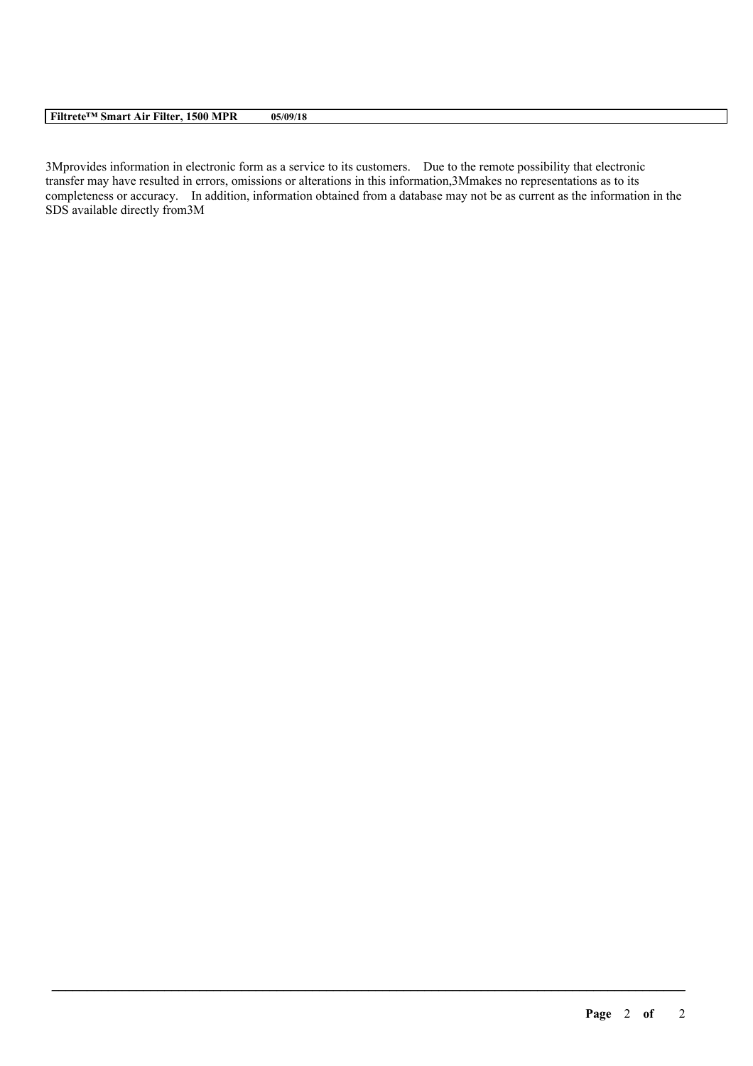3Mprovides information in electronic form as a service to its customers. Due to the remote possibility that electronic transfer may have resulted in errors, omissions or alterations in this information,3Mmakes no representations as to its completeness or accuracy. In addition, information obtained from a database may not be as current as the information in the SDS available directly from3M